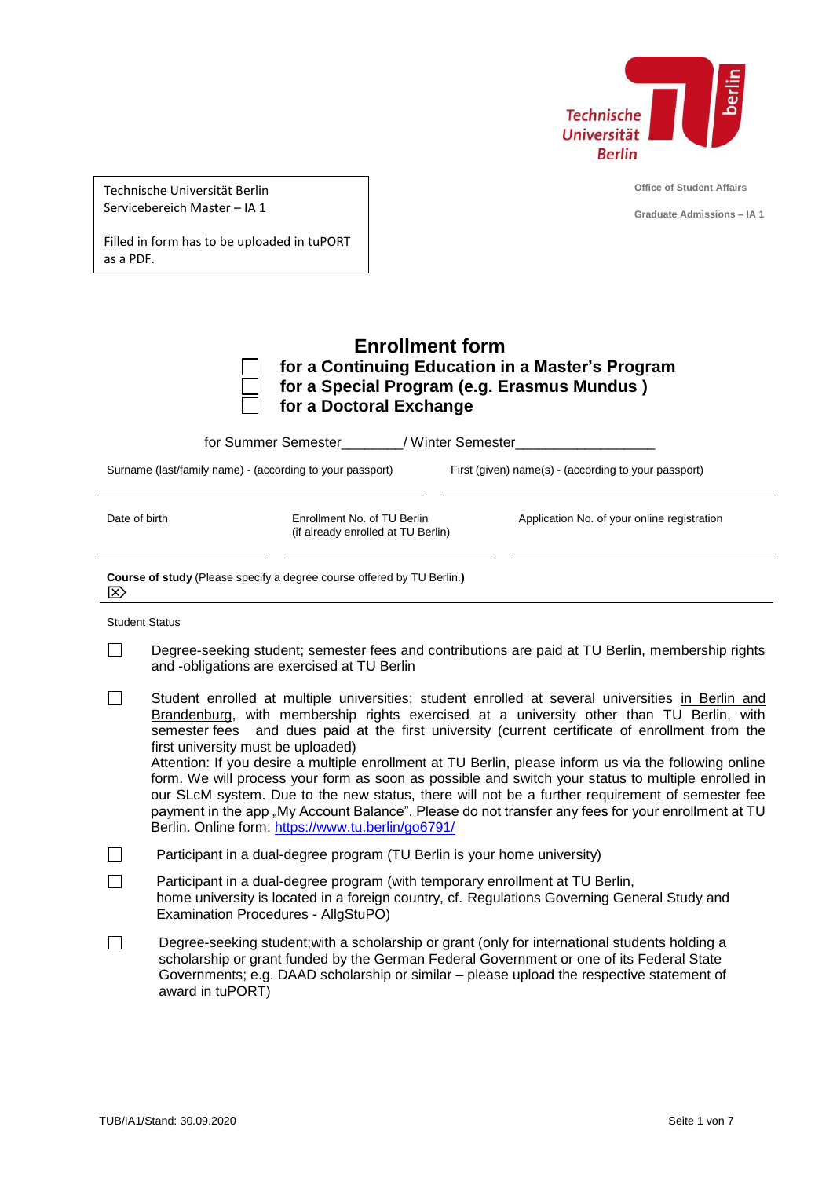Technische Universität Berlin
Servicebereich Master – IA 1

Filled in form has to be uploaded in tuPORT as a PDF.

Office of Student Affairs

Graduate Admissions – IA 1

# Enrollment form

☐ **for a Continuing Education in a Master's Program**
☐ **for a Special Program (e.g. Erasmus Mundus )**
☐ **for a Doctoral Exchange**

for Summer Semester________/ Winter Semester__________________

| Surname (last/family name) - (according to your passport) | First (given) name(s) - (according to your passport) |
|---|---|
| | |

| Date of birth | Enrollment No. of TU Berlin (if already enrolled at TU Berlin) | Application No. of your online registration |
|---|---|---|
| | | |

**Course of study** (Please specify a degree course offered by TU Berlin.**)**

Student Status

☐ Degree-seeking student; semester fees and contributions are paid at TU Berlin, membership rights and -obligations are exercised at TU Berlin

☐ Student enrolled at multiple universities; student enrolled at several universities in Berlin and Brandenburg, with membership rights exercised at a university other than TU Berlin, with semester fees and dues paid at the first university (current certificate of enrollment from the first university must be uploaded)
Attention: If you desire a multiple enrollment at TU Berlin, please inform us via the following online form. We will process your form as soon as possible and switch your status to multiple enrolled in our SLcM system. Due to the new status, there will not be a further requirement of semester fee payment in the app „My Account Balance". Please do not transfer any fees for your enrollment at TU Berlin. Online form: https://www.tu.berlin/go6791/

☐ Participant in a dual-degree program (TU Berlin is your home university)

☐ Participant in a dual-degree program (with temporary enrollment at TU Berlin, home university is located in a foreign country, cf. Regulations Governing General Study and Examination Procedures - AllgStuPO)

☐ Degree-seeking student;with a scholarship or grant (only for international students holding a scholarship or grant funded by the German Federal Government or one of its Federal State Governments; e.g. DAAD scholarship or similar – please upload the respective statement of award in tuPORT)

TUB/IA1/Stand: 30.09.2020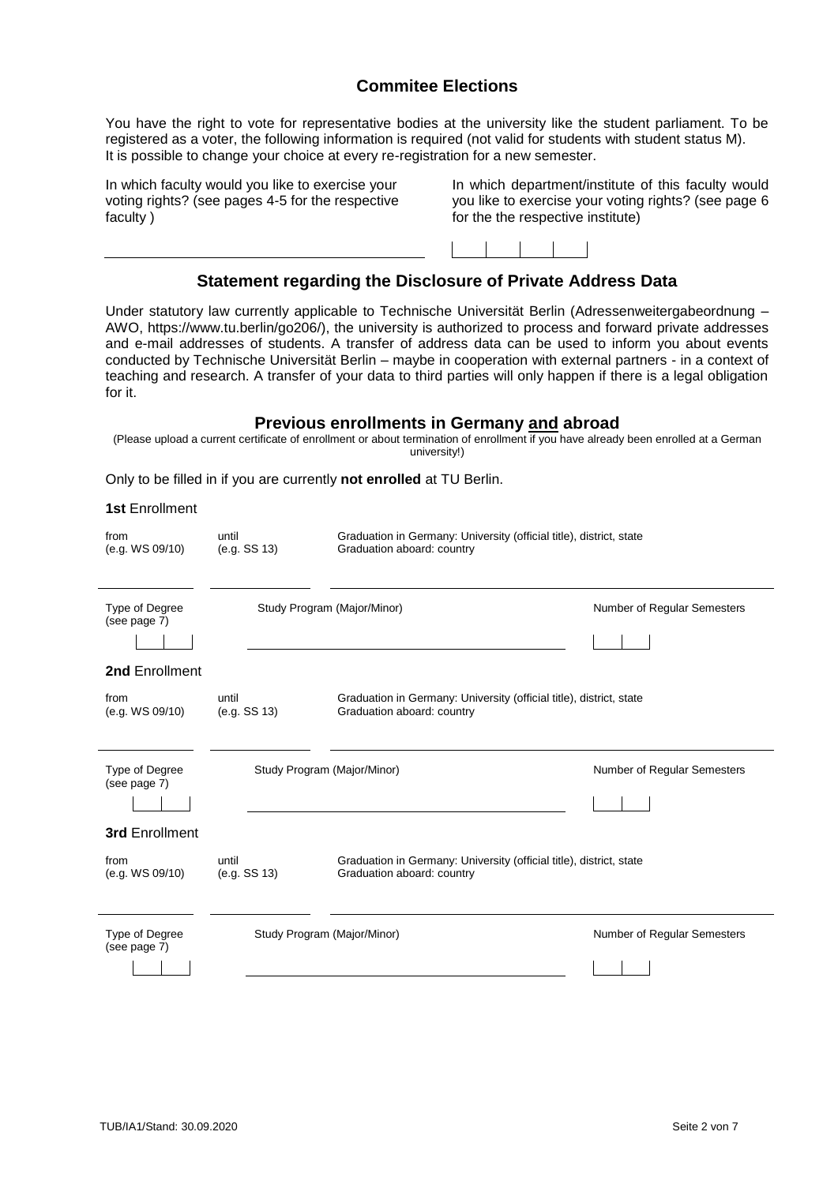## Commitee Elections

You have the right to vote for representative bodies at the university like the student parliament. To be registered as a voter, the following information is required (not valid for students with student status M). It is possible to change your choice at every re-registration for a new semester.

In which faculty would you like to exercise your voting rights? (see pages 4-5 for the respective faculty )

In which department/institute of this faculty would you like to exercise your voting rights? (see page 6 for the the respective institute)

## Statement regarding the Disclosure of Private Address Data

Under statutory law currently applicable to Technische Universität Berlin (Adressenweitergabeordnung – AWO, https://www.tu.berlin/go206/), the university is authorized to process and forward private addresses and e-mail addresses of students. A transfer of address data can be used to inform you about events conducted by Technische Universität Berlin – maybe in cooperation with external partners - in a context of teaching and research. A transfer of your data to third parties will only happen if there is a legal obligation for it.

## Previous enrollments in Germany and abroad

(Please upload a current certificate of enrollment or about termination of enrollment if you have already been enrolled at a German university!)

Only to be filled in if you are currently **not enrolled** at TU Berlin.

**1st** Enrollment

| from (e.g. WS 09/10) | until (e.g. SS 13) | Graduation in Germany: University (official title), district, state / Graduation aboard: country |
| --- | --- | --- |
| | | |

| Type of Degree (see page 7) | Study Program (Major/Minor) | Number of Regular Semesters |
| --- | --- | --- |
| | | |

**2nd** Enrollment

| from (e.g. WS 09/10) | until (e.g. SS 13) | Graduation in Germany: University (official title), district, state / Graduation aboard: country |
| --- | --- | --- |
| | | |

| Type of Degree (see page 7) | Study Program (Major/Minor) | Number of Regular Semesters |
| --- | --- | --- |
| | | |

**3rd** Enrollment

| from (e.g. WS 09/10) | until (e.g. SS 13) | Graduation in Germany: University (official title), district, state / Graduation aboard: country |
| --- | --- | --- |
| | | |

| Type of Degree (see page 7) | Study Program (Major/Minor) | Number of Regular Semesters |
| --- | --- | --- |
| | | |

TUB/IA1/Stand: 30.09.2020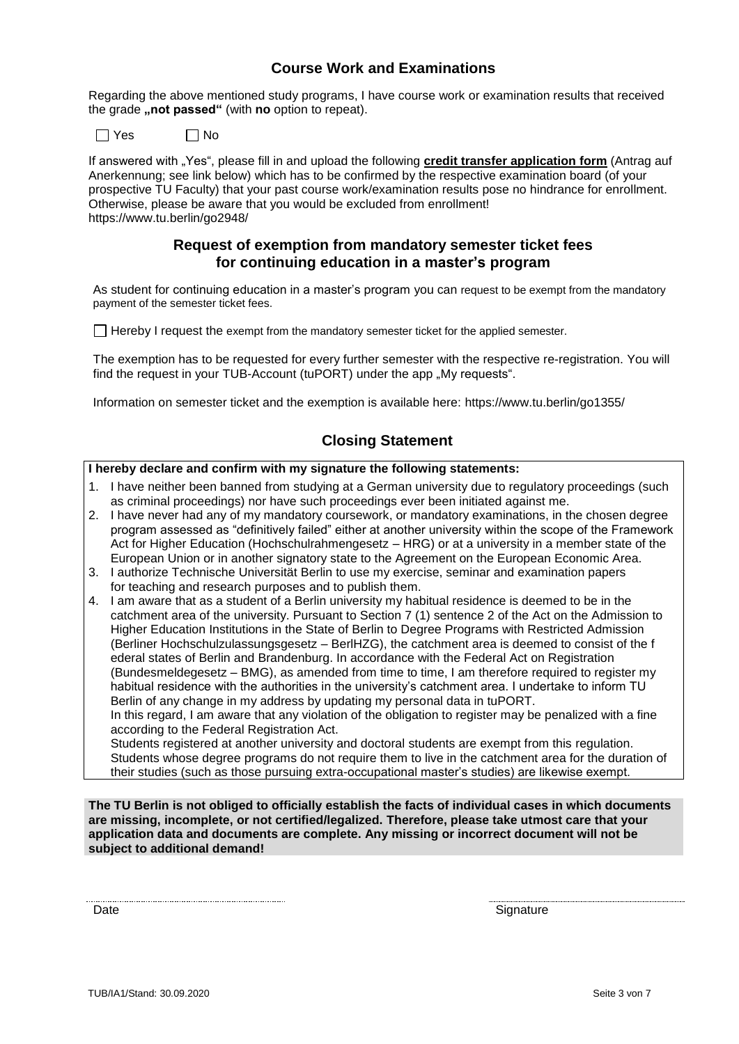## Course Work and Examinations

Regarding the above mentioned study programs, I have course work or examination results that received the grade **„not passed"** (with **no** option to repeat).

☐ Yes ☐ No

If answered with „Yes", please fill in and upload the following **credit transfer application form** (Antrag auf Anerkennung; see link below) which has to be confirmed by the respective examination board (of your prospective TU Faculty) that your past course work/examination results pose no hindrance for enrollment. Otherwise, please be aware that you would be excluded from enrollment!
https://www.tu.berlin/go2948/

## Request of exemption from mandatory semester ticket fees for continuing education in a master's program

As student for continuing education in a master's program you can request to be exempt from the mandatory payment of the semester ticket fees.

☐ Hereby I request the exempt from the mandatory semester ticket for the applied semester.

The exemption has to be requested for every further semester with the respective re-registration. You will find the request in your TUB-Account (tuPORT) under the app „My requests".

Information on semester ticket and the exemption is available here: https://www.tu.berlin/go1355/

## Closing Statement

**I hereby declare and confirm with my signature the following statements:**

1. I have neither been banned from studying at a German university due to regulatory proceedings (such as criminal proceedings) nor have such proceedings ever been initiated against me.
2. I have never had any of my mandatory coursework, or mandatory examinations, in the chosen degree program assessed as "definitively failed" either at another university within the scope of the Framework Act for Higher Education (Hochschulrahmengesetz – HRG) or at a university in a member state of the European Union or in another signatory state to the Agreement on the European Economic Area.
3. I authorize Technische Universität Berlin to use my exercise, seminar and examination papers for teaching and research purposes and to publish them.
4. I am aware that as a student of a Berlin university my habitual residence is deemed to be in the catchment area of the university. Pursuant to Section 7 (1) sentence 2 of the Act on the Admission to Higher Education Institutions in the State of Berlin to Degree Programs with Restricted Admission (Berliner Hochschulzulassungsgesetz – BerlHZG), the catchment area is deemed to consist of the f ederal states of Berlin and Brandenburg. In accordance with the Federal Act on Registration (Bundesmeldegesetz – BMG), as amended from time to time, I am therefore required to register my habitual residence with the authorities in the university's catchment area. I undertake to inform TU Berlin of any change in my address by updating my personal data in tuPORT.
   In this regard, I am aware that any violation of the obligation to register may be penalized with a fine according to the Federal Registration Act.
   Students registered at another university and doctoral students are exempt from this regulation. Students whose degree programs do not require them to live in the catchment area for the duration of their studies (such as those pursuing extra-occupational master's studies) are likewise exempt.

**The TU Berlin is not obliged to officially establish the facts of individual cases in which documents are missing, incomplete, or not certified/legalized. Therefore, please take utmost care that your application data and documents are complete. Any missing or incorrect document will not be subject to additional demand!**

Date ............................................ Signature ............................................

TUB/IA1/Stand: 30.09.2020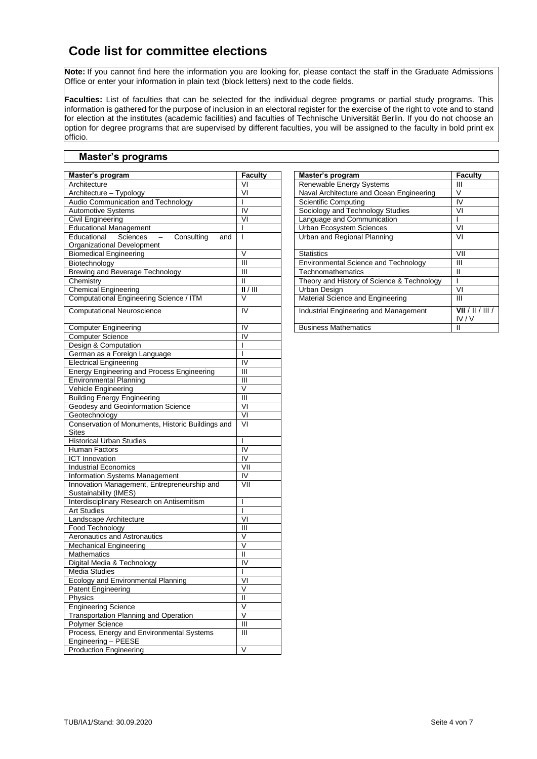# Code list for committee elections

**Note:** If you cannot find here the information you are looking for, please contact the staff in the Graduate Admissions Office or enter your information in plain text (block letters) next to the code fields.

**Faculties:** List of faculties that can be selected for the individual degree programs or partial study programs. This information is gathered for the purpose of inclusion in an electoral register for the exercise of the right to vote and to stand for election at the institutes (academic facilities) and faculties of Technische Universität Berlin. If you do not choose an option for degree programs that are supervised by different faculties, you will be assigned to the faculty in bold print ex officio.

## Master's programs

| Master's program | Faculty |
|---|---|
| Architecture | VI |
| Architecture – Typology | VI |
| Audio Communication and Technology | I |
| Automotive Systems | IV |
| Civil Engineering | VI |
| Educational Management | I |
| Educational Sciences – Consulting and Organizational Development | I |
| Biomedical Engineering | V |
| Biotechnology | III |
| Brewing and Beverage Technology | III |
| Chemistry | II |
| Chemical Engineering | **II** / III |
| Computational Engineering Science / ITM | V |
| Computational Neuroscience | IV |
| Computer Engineering | IV |
| Computer Science | IV |
| Design & Computation | I |
| German as a Foreign Language | I |
| Electrical Engineering | IV |
| Energy Engineering and Process Engineering | III |
| Environmental Planning | III |
| Vehicle Engineering | V |
| Building Energy Engineering | III |
| Geodesy and Geoinformation Science | VI |
| Geotechnology | VI |
| Conservation of Monuments, Historic Buildings and Sites | VI |
| Historical Urban Studies | I |
| Human Factors | IV |
| ICT Innovation | IV |
| Industrial Economics | VII |
| Information Systems Management | IV |
| Innovation Management, Entrepreneurship and Sustainability (IMES) | VII |
| Interdisciplinary Research on Antisemitism | I |
| Art Studies | I |
| Landscape Architecture | VI |
| Food Technology | III |
| Aeronautics and Astronautics | V |
| Mechanical Engineering | V |
| Mathematics | II |
| Digital Media & Technology | IV |
| Media Studies | I |
| Ecology and Environmental Planning | VI |
| Patent Engineering | V |
| Physics | II |
| Engineering Science | V |
| Transportation Planning and Operation | V |
| Polymer Science | III |
| Process, Energy and Environmental Systems Engineering – PEESE | III |
| Production Engineering | V |
| Renewable Energy Systems | III |
| Naval Architecture and Ocean Engineering | V |
| Scientific Computing | IV |
| Sociology and Technology Studies | VI |
| Language and Communication | I |
| Urban Ecosystem Sciences | VI |
| Urban and Regional Planning | VI |
| Statistics | VII |
| Environmental Science and Technology | III |
| Technomathematics | II |
| Theory and History of Science & Technology | I |
| Urban Design | VI |
| Material Science and Engineering | III |
| Industrial Engineering and Management | **VII** / II / III / IV / V |
| Business Mathematics | II |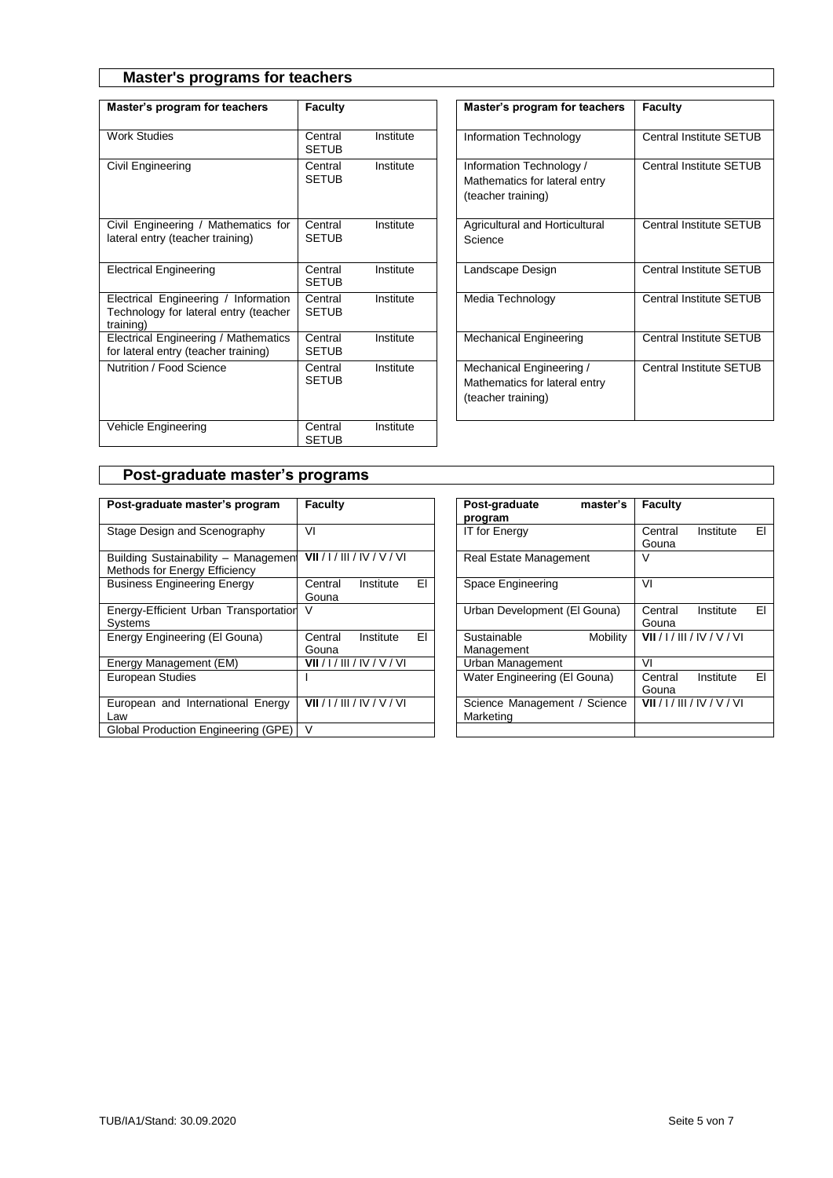## Master's programs for teachers

| Master's program for teachers | Faculty |
|---|---|
| Work Studies | Central Institute SETUB |
| Civil Engineering | Central Institute SETUB |
| Civil Engineering / Mathematics for lateral entry (teacher training) | Central Institute SETUB |
| Electrical Engineering | Central Institute SETUB |
| Electrical Engineering / Information Technology for lateral entry (teacher training) | Central Institute SETUB |
| Electrical Engineering / Mathematics for lateral entry (teacher training) | Central Institute SETUB |
| Nutrition / Food Science | Central Institute SETUB |
| Vehicle Engineering | Central Institute SETUB |
| Information Technology | Central Institute SETUB |
| Information Technology / Mathematics for lateral entry (teacher training) | Central Institute SETUB |
| Agricultural and Horticultural Science | Central Institute SETUB |
| Landscape Design | Central Institute SETUB |
| Media Technology | Central Institute SETUB |
| Mechanical Engineering | Central Institute SETUB |
| Mechanical Engineering / Mathematics for lateral entry (teacher training) | Central Institute SETUB |

## Post-graduate master's programs

| Post-graduate master's program | Faculty |
|---|---|
| Stage Design and Scenography | VI |
| Building Sustainability – Management Methods for Energy Efficiency | **VII** / I / III / IV / V / VI |
| Business Engineering Energy | Central Institute El Gouna |
| Energy-Efficient Urban Transportation Systems | V |
| Energy Engineering (El Gouna) | Central Institute El Gouna |
| Energy Management (EM) | **VII** / I / III / IV / V / VI |
| European Studies | I |
| European and International Energy Law | **VII** / I / III / IV / V / VI |
| Global Production Engineering (GPE) | V |
| IT for Energy | Central Institute El Gouna |
| Real Estate Management | V |
| Space Engineering | VI |
| Urban Development (El Gouna) | Central Institute El Gouna |
| Sustainable Mobility Management | **VII** / I / III / IV / V / VI |
| Urban Management | VI |
| Water Engineering (El Gouna) | Central Institute El Gouna |
| Science Management / Science Marketing | **VII** / I / III / IV / V / VI |

TUB/IA1/Stand: 30.09.2020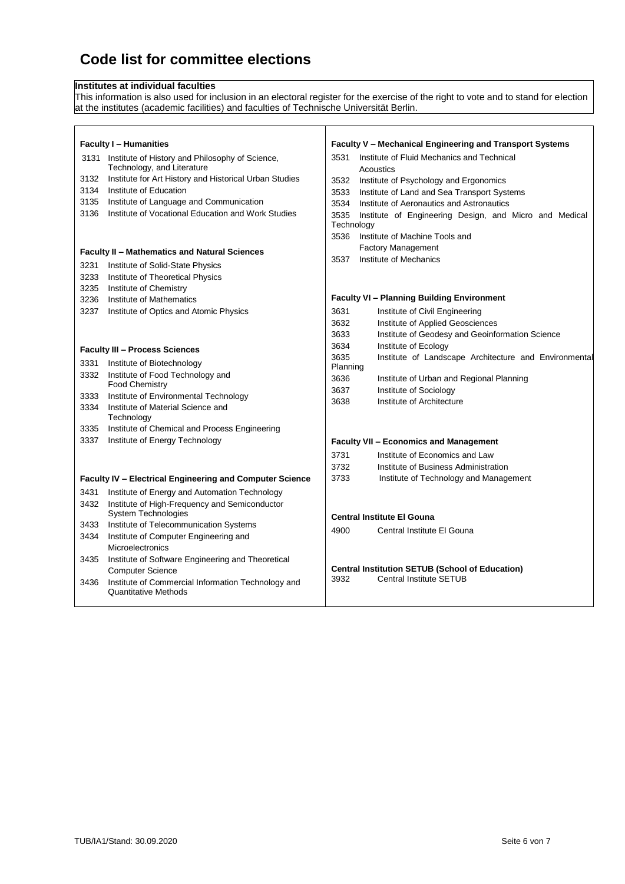# Code list for committee elections

**Institutes at individual faculties**

This information is also used for inclusion in an electoral register for the exercise of the right to vote and to stand for election at the institutes (academic facilities) and faculties of Technische Universität Berlin.

**Faculty I – Humanities**

- 3131 Institute of History and Philosophy of Science, Technology, and Literature
- 3132 Institute for Art History and Historical Urban Studies
- 3134 Institute of Education
- 3135 Institute of Language and Communication
- 3136 Institute of Vocational Education and Work Studies

**Faculty II – Mathematics and Natural Sciences**

- 3231 Institute of Solid-State Physics
- 3233 Institute of Theoretical Physics
- 3235 Institute of Chemistry
- 3236 Institute of Mathematics
- 3237 Institute of Optics and Atomic Physics

**Faculty III – Process Sciences**

- 3331 Institute of Biotechnology
- 3332 Institute of Food Technology and Food Chemistry
- 3333 Institute of Environmental Technology
- 3334 Institute of Material Science and Technology
- 3335 Institute of Chemical and Process Engineering
- 3337 Institute of Energy Technology

**Faculty IV – Electrical Engineering and Computer Science**

- 3431 Institute of Energy and Automation Technology
- 3432 Institute of High-Frequency and Semiconductor System Technologies
- 3433 Institute of Telecommunication Systems
- 3434 Institute of Computer Engineering and Microelectronics
- 3435 Institute of Software Engineering and Theoretical Computer Science
- 3436 Institute of Commercial Information Technology and Quantitative Methods

**Faculty V – Mechanical Engineering and Transport Systems**

- 3531 Institute of Fluid Mechanics and Technical Acoustics
- 3532 Institute of Psychology and Ergonomics
- 3533 Institute of Land and Sea Transport Systems
- 3534 Institute of Aeronautics and Astronautics
- 3535 Institute of Engineering Design, and Micro and Medical Technology
- 3536 Institute of Machine Tools and Factory Management
- 3537 Institute of Mechanics

**Faculty VI – Planning Building Environment**

- 3631 Institute of Civil Engineering
- 3632 Institute of Applied Geosciences
- 3633 Institute of Geodesy and Geoinformation Science
- 3634 Institute of Ecology
- 3635 Institute of Landscape Architecture and Environmental Planning
- 3636 Institute of Urban and Regional Planning
- 3637 Institute of Sociology
- 3638 Institute of Architecture

**Faculty VII – Economics and Management**

- 3731 Institute of Economics and Law
- 3732 Institute of Business Administration
- 3733 Institute of Technology and Management

**Central Institute El Gouna**

- 4900 Central Institute El Gouna

**Central Institution SETUB (School of Education)**

- 3932 Central Institute SETUB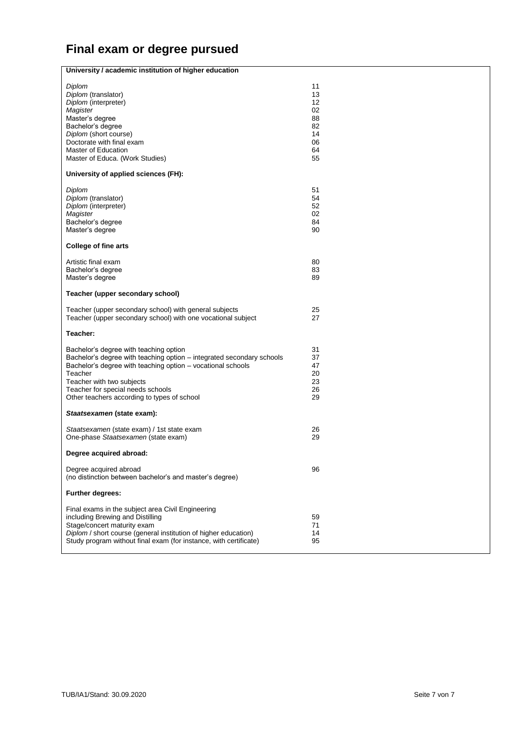# Final exam or degree pursued

| | |
|---|---|
| **University / academic institution of higher education** | |
| *Diplom* | 11 |
| *Diplom* (translator) | 13 |
| *Diplom* (interpreter) | 12 |
| *Magister* | 02 |
| Master's degree | 88 |
| Bachelor's degree | 82 |
| *Diplom* (short course) | 14 |
| Doctorate with final exam | 06 |
| Master of Education | 64 |
| Master of Educa. (Work Studies) | 55 |
| **University of applied sciences (FH):** | |
| *Diplom* | 51 |
| *Diplom* (translator) | 54 |
| *Diplom* (interpreter) | 52 |
| *Magister* | 02 |
| Bachelor's degree | 84 |
| Master's degree | 90 |
| **College of fine arts** | |
| Artistic final exam | 80 |
| Bachelor's degree | 83 |
| Master's degree | 89 |
| **Teacher (upper secondary school)** | |
| Teacher (upper secondary school) with general subjects | 25 |
| Teacher (upper secondary school) with one vocational subject | 27 |
| **Teacher:** | |
| Bachelor's degree with teaching option | 31 |
| Bachelor's degree with teaching option – integrated secondary schools | 37 |
| Bachelor's degree with teaching option – vocational schools | 47 |
| Teacher | 20 |
| Teacher with two subjects | 23 |
| Teacher for special needs schools | 26 |
| Other teachers according to types of school | 29 |
| ***Staatsexamen* (state exam):** | |
| *Staatsexamen* (state exam) / 1st state exam | 26 |
| One-phase *Staatsexamen* (state exam) | 29 |
| **Degree acquired abroad:** | |
| Degree acquired abroad (no distinction between bachelor's and master's degree) | 96 |
| **Further degrees:** | |
| Final exams in the subject area Civil Engineering including Brewing and Distilling | 59 |
| Stage/concert maturity exam | 71 |
| *Diplom* / short course (general institution of higher education) | 14 |
| Study program without final exam (for instance, with certificate) | 95 |

TUB/IA1/Stand: 30.09.2020